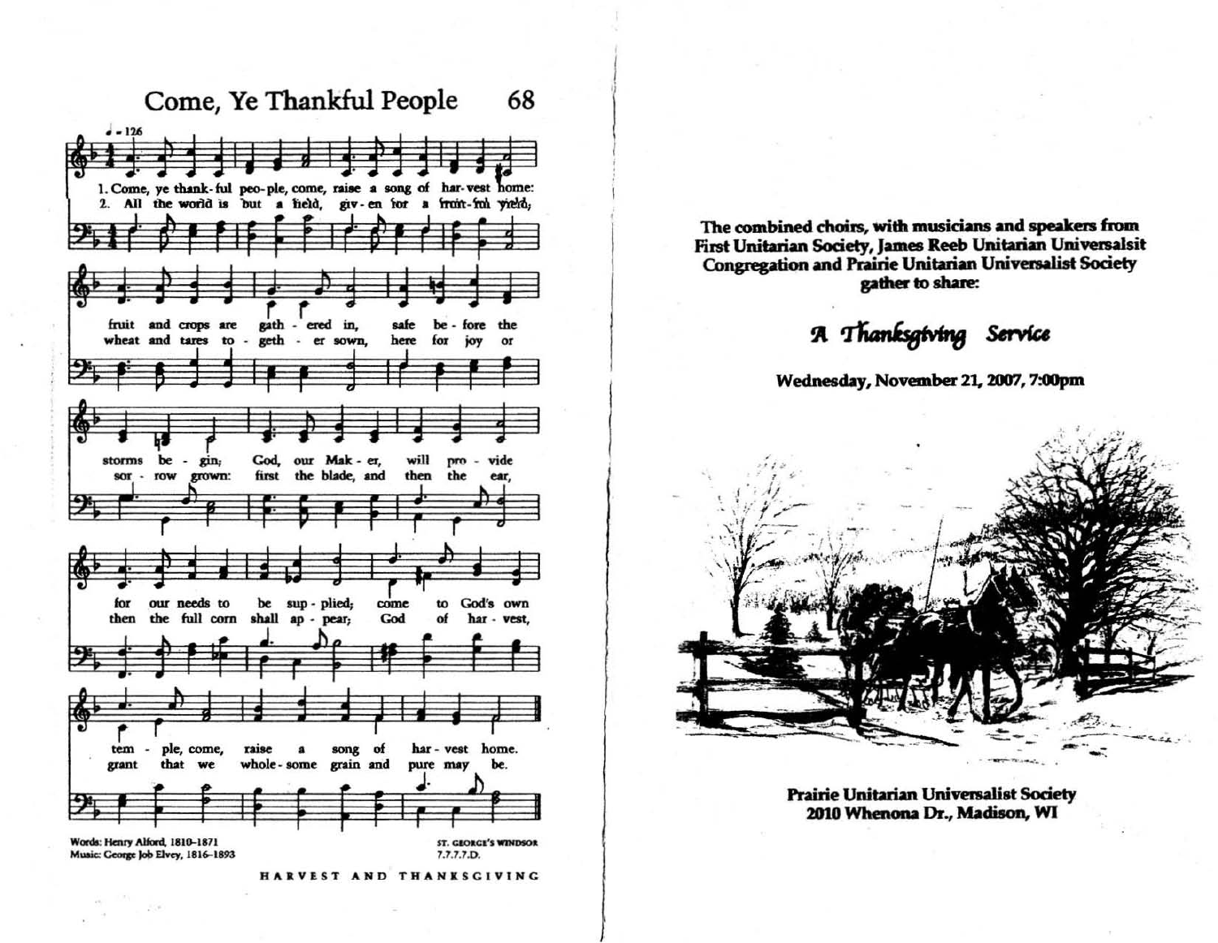## Come, Ye Thankful People 68

1. Come, ye thank-ful peo-ple, come, raise a song of har-vest home: fruit and crops are gath-ered in, safe be-fore the storms be-gin; God, our Mak-er, will pro-vide for our needs to be sup-plied; come to God's own tem-ple, come, raise a song of har-vest home.

2. All the world is but a field, giv-en for a fruit-ful yield; wheat and tares to-geth-er sown, here for joy or sor-row grown: first the blade, and then the ear, then the full corn shall ap-pear; God of har-vest, grant that we whole-some grain and pure may be.

Words: Henry Alford, 1810–1871
Music: George Job Elvey, 1816–1893

ST. GEORGE'S WINDSOR
7.7.7.7.D.

HARVEST AND THANKSGIVING

**The combined choirs, with musicians and speakers from First Unitarian Society, James Reeb Unitarian Universalsit Congregation and Prairie Unitarian Universalist Society gather to share:**

# *A Thanksgiving Service*

**Wednesday, November 21, 2007, 7:00pm**

**Prairie Unitarian Universalist Society**
**2010 Whenona Dr., Madison, WI**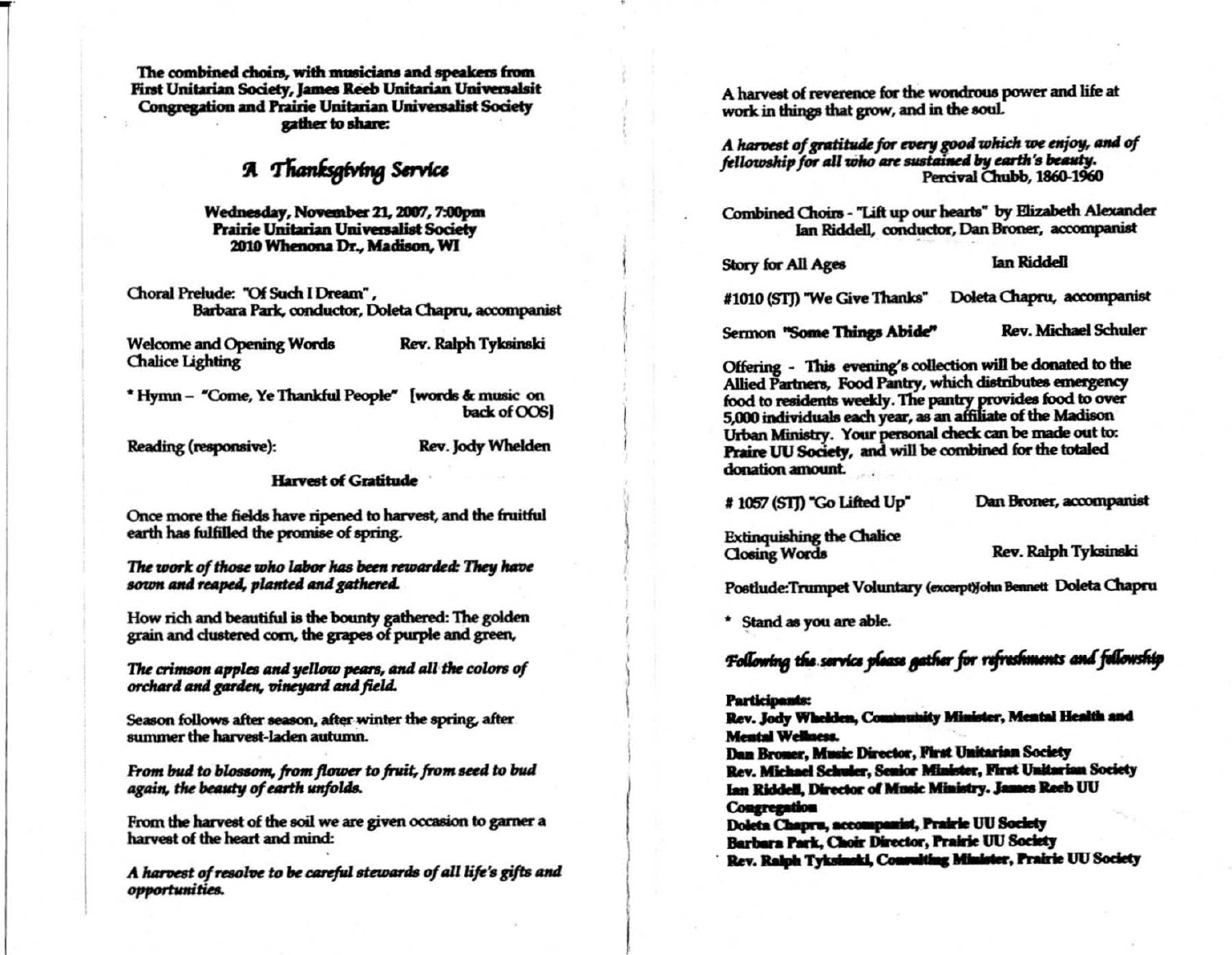The combined choirs, with musicians and speakers from First Unitarian Society, James Reeb Unitarian Universalsit Congregation and Prairie Unitarian Universalist Society gather to share:

# A Thanksgiving Service

**Wednesday, November 21, 2007, 7:00pm**
**Prairie Unitarian Universalist Society**
**2010 Whenona Dr., Madison, WI**

Choral Prelude: "Of Such I Dream",
Barbara Park, conductor, Doleta Chapru, accompanist

Welcome and Opening Words — Rev. Ralph Tyksinski
Chalice Lighting

\* Hymn – "Come, Ye Thankful People" [words & music on back of OOS]

Reading (responsive): — Rev. Jody Whelden

**Harvest of Gratitude**

Once more the fields have ripened to harvest, and the fruitful earth has fulfilled the promise of spring.

*The work of those who labor has been rewarded: They have sown and reaped, planted and gathered.*

How rich and beautiful is the bounty gathered: The golden grain and clustered corn, the grapes of purple and green,

*The crimson apples and yellow pears, and all the colors of orchard and garden, vineyard and field.*

Season follows after season, after winter the spring, after summer the harvest-laden autumn.

*From bud to blossom, from flower to fruit, from seed to bud again, the beauty of earth unfolds.*

From the harvest of the soil we are given occasion to garner a harvest of the heart and mind:

*A harvest of resolve to be careful stewards of all life's gifts and opportunities.*

A harvest of reverence for the wondrous power and life at work in things that grow, and in the soul.

*A harvest of gratitude for every good which we enjoy, and of fellowship for all who are sustained by earth's beauty.*
Percival Chubb, 1860-1960

Combined Choirs - "Lift up our hearts" by Elizabeth Alexander
Ian Riddell, conductor, Dan Broner, accompanist

Story for All Ages — Ian Riddell

#1010 (STJ) "We Give Thanks" — Doleta Chapru, accompanist

Sermon "Some Things Abide" — Rev. Michael Schuler

Offering - This evening's collection will be donated to the Allied Partners, Food Pantry, which distributes emergency food to residents weekly. The pantry provides food to over 5,000 individuals each year, as an affiliate of the Madison Urban Ministry. Your personal check can be made out to: Praire UU Society, and will be combined for the totaled donation amount.

# 1057 (STJ) "Go Lifted Up" — Dan Broner, accompanist

Extinquishing the Chalice
Closing Words — Rev. Ralph Tyksinski

Postlude:Trumpet Voluntary (excerpt)John Bennett — Doleta Chapru

\* Stand as you are able.

*Following the service please gather for refreshments and fellowship*

**Participants:**
**Rev. Jody Whelden, Community Minister, Mental Health and Mental Wellness.**
**Dan Broner, Music Director, First Unitarian Society**
**Rev. Michael Schuler, Senior Minister, First Unitarian Society**
**Ian Riddell, Director of Music Ministry. James Reeb UU Congregation**
**Doleta Chapru, accompanist, Prairie UU Society**
**Barbara Park, Choir Director, Prairie UU Society**
**Rev. Ralph Tyksinski, Consulting Minister, Prairie UU Society**